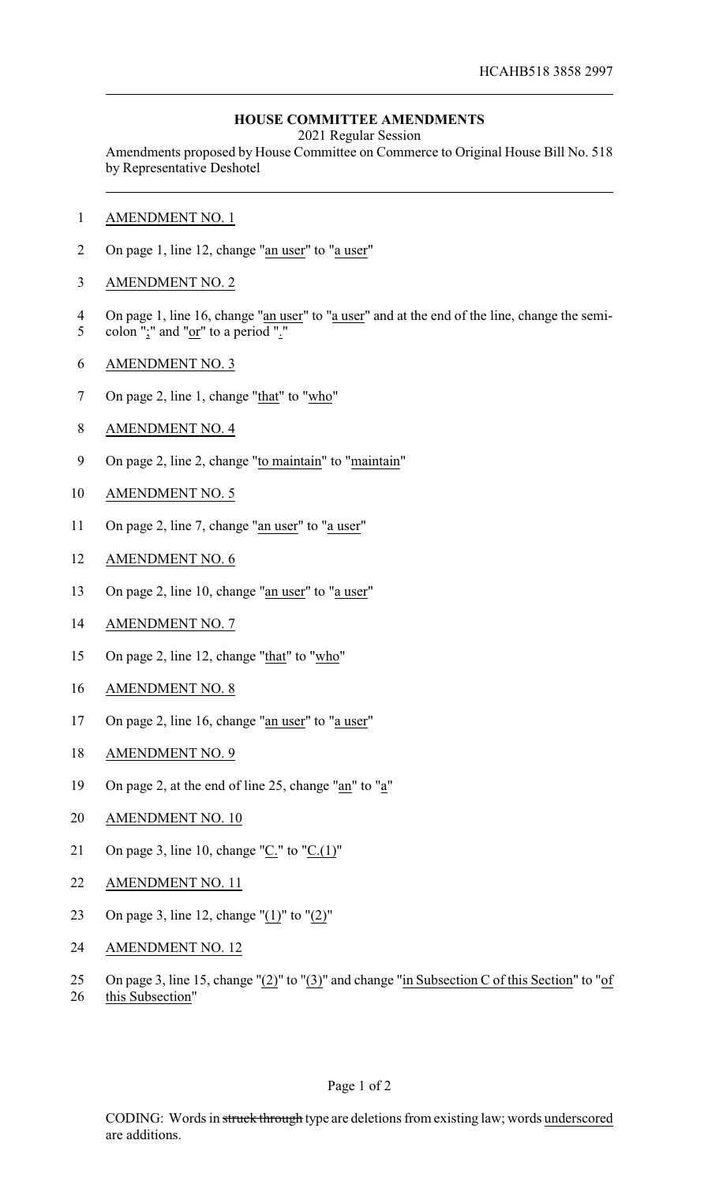HCAHB518 3858 2997

## HOUSE COMMITTEE AMENDMENTS

2021 Regular Session

Amendments proposed by House Committee on Commerce to Original House Bill No. 518 by Representative Deshotel

1 AMENDMENT NO. 1

2 On page 1, line 12, change "an user" to "a user"

3 AMENDMENT NO. 2

4 On page 1, line 16, change "an user" to "a user" and at the end of the line, change the semi-
5 colon ";" and "or" to a period "."

6 AMENDMENT NO. 3

7 On page 2, line 1, change "that" to "who"

8 AMENDMENT NO. 4

9 On page 2, line 2, change "to maintain" to "maintain"

10 AMENDMENT NO. 5

11 On page 2, line 7, change "an user" to "a user"

12 AMENDMENT NO. 6

13 On page 2, line 10, change "an user" to "a user"

14 AMENDMENT NO. 7

15 On page 2, line 12, change "that" to "who"

16 AMENDMENT NO. 8

17 On page 2, line 16, change "an user" to "a user"

18 AMENDMENT NO. 9

19 On page 2, at the end of line 25, change "an" to "a"

20 AMENDMENT NO. 10

21 On page 3, line 10, change "C." to "C.(1)"

22 AMENDMENT NO. 11

23 On page 3, line 12, change "(1)" to "(2)"

24 AMENDMENT NO. 12

25 On page 3, line 15, change "(2)" to "(3)" and change "in Subsection C of this Section" to "of
26 this Subsection"

CODING: Words in ~~struck through~~ type are deletions from existing law; words underscored are additions.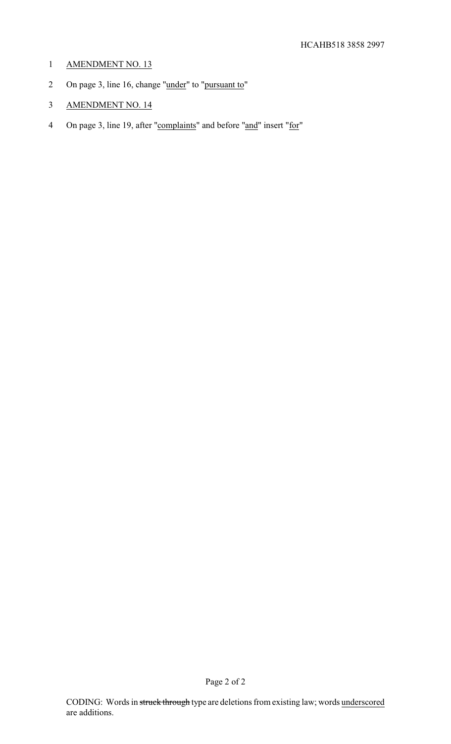<u>AMENDMENT NO. 13</u>

On page 3, line 16, change "<u>under</u>" to "<u>pursuant to</u>"

<u>AMENDMENT NO. 14</u>

On page 3, line 19, after "<u>complaints</u>" and before "<u>and</u>" insert "<u>for</u>"

CODING: Words in ~~struck through~~ type are deletions from existing law; words <u>underscored</u> are additions.